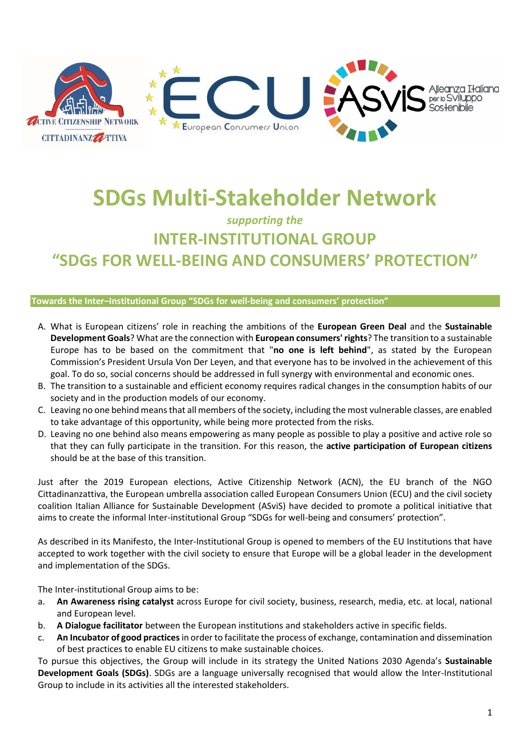# SDGs Multi-Stakeholder Network

*supporting the*

## INTER-INSTITUTIONAL GROUP "SDGs FOR WELL-BEING AND CONSUMERS' PROTECTION"

**Towards the Inter–Institutional Group "SDGs for well-being and consumers' protection"**

A. What is European citizens' role in reaching the ambitions of the **European Green Deal** and the **Sustainable Development Goals**? What are the connection with **European consumers' rights**? The transition to a sustainable Europe has to be based on the commitment that "**no one is left behind**", as stated by the European Commission's President Ursula Von Der Leyen, and that everyone has to be involved in the achievement of this goal. To do so, social concerns should be addressed in full synergy with environmental and economic ones.
B. The transition to a sustainable and efficient economy requires radical changes in the consumption habits of our society and in the production models of our economy.
C. Leaving no one behind means that all members of the society, including the most vulnerable classes, are enabled to take advantage of this opportunity, while being more protected from the risks.
D. Leaving no one behind also means empowering as many people as possible to play a positive and active role so that they can fully participate in the transition. For this reason, the **active participation of European citizens** should be at the base of this transition.

Just after the 2019 European elections, Active Citizenship Network (ACN), the EU branch of the NGO Cittadinanzattiva, the European umbrella association called European Consumers Union (ECU) and the civil society coalition Italian Alliance for Sustainable Development (ASviS) have decided to promote a political initiative that aims to create the informal Inter-institutional Group "SDGs for well-being and consumers' protection".

As described in its Manifesto, the Inter-Institutional Group is opened to members of the EU Institutions that have accepted to work together with the civil society to ensure that Europe will be a global leader in the development and implementation of the SDGs.

The Inter-institutional Group aims to be:

a. **An Awareness rising catalyst** across Europe for civil society, business, research, media, etc. at local, national and European level.
b. **A Dialogue facilitator** between the European institutions and stakeholders active in specific fields.
c. **An Incubator of good practices** in order to facilitate the process of exchange, contamination and dissemination of best practices to enable EU citizens to make sustainable choices.

To pursue this objectives, the Group will include in its strategy the United Nations 2030 Agenda's **Sustainable Development Goals (SDGs)**. SDGs are a language universally recognised that would allow the Inter-Institutional Group to include in its activities all the interested stakeholders.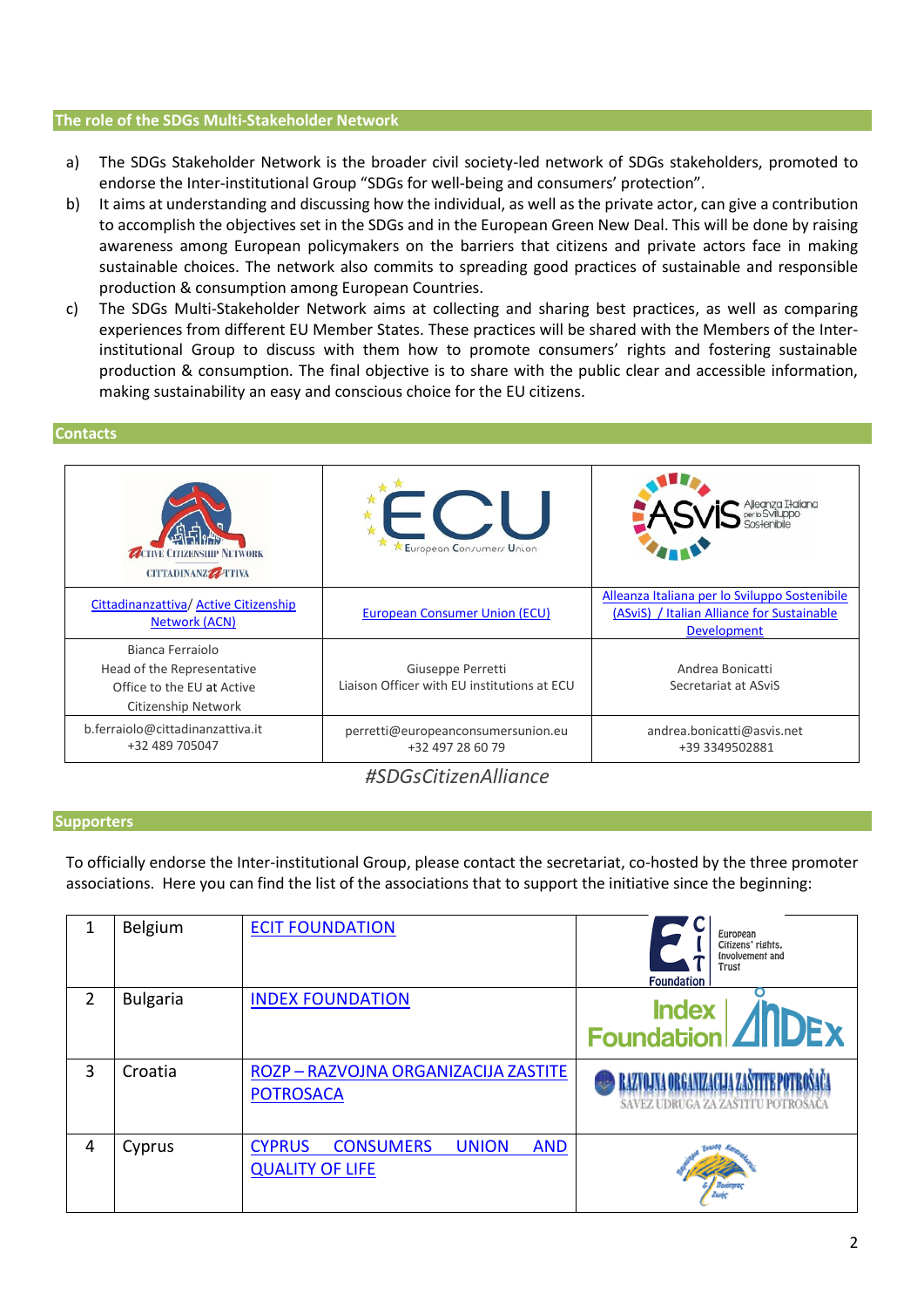## The role of the SDGs Multi-Stakeholder Network

a) The SDGs Stakeholder Network is the broader civil society-led network of SDGs stakeholders, promoted to endorse the Inter-institutional Group “SDGs for well-being and consumers’ protection”.

b) It aims at understanding and discussing how the individual, as well as the private actor, can give a contribution to accomplish the objectives set in the SDGs and in the European Green New Deal. This will be done by raising awareness among European policymakers on the barriers that citizens and private actors face in making sustainable choices. The network also commits to spreading good practices of sustainable and responsible production & consumption among European Countries.

c) The SDGs Multi-Stakeholder Network aims at collecting and sharing best practices, as well as comparing experiences from different EU Member States. These practices will be shared with the Members of the Inter-institutional Group to discuss with them how to promote consumers’ rights and fostering sustainable production & consumption. The final objective is to share with the public clear and accessible information, making sustainability an easy and conscious choice for the EU citizens.

## Contacts

| Active Citizenship Network / Cittadinanzattiva | ECU European Consumers Union | ASviS Alleanza Italiana per lo Sviluppo Sostenibile |
|---|---|---|
| Cittadinanzattiva/ Active Citizenship Network (ACN) | European Consumer Union (ECU) | Alleanza Italiana per lo Sviluppo Sostenibile (ASviS) / Italian Alliance for Sustainable Development |
| Bianca Ferraiolo<br>Head of the Representative Office to the EU at Active Citizenship Network | Giuseppe Perretti<br>Liaison Officer with EU institutions at ECU | Andrea Bonicatti<br>Secretariat at ASviS |
| b.ferraiolo@cittadinanzattiva.it<br>+32 489 705047 | perretti@europeanconsumersunion.eu<br>+32 497 28 60 79 | andrea.bonicatti@asvis.net<br>+39 3349502881 |

*#SDGsCitizenAlliance*

## Supporters

To officially endorse the Inter-institutional Group, please contact the secretariat, co-hosted by the three promoter associations. Here you can find the list of the associations that to support the initiative since the beginning:

| | | | |
|---|---|---|---|
| 1 | Belgium | ECIT FOUNDATION | ECIT Foundation – European Citizens' rights, Involvement and Trust |
| 2 | Bulgaria | INDEX FOUNDATION | Index Foundation INDEX |
| 3 | Croatia | ROZP – RAZVOJNA ORGANIZACIJA ZASTITE POTROSACA | RAZVOJNA ORGANIZACIJA ZAŠTITE POTROŠAČA – SAVEZ UDRUGA ZA ZAŠTITU POTROŠAČA |
| 4 | Cyprus | CYPRUS CONSUMERS UNION AND QUALITY OF LIFE | |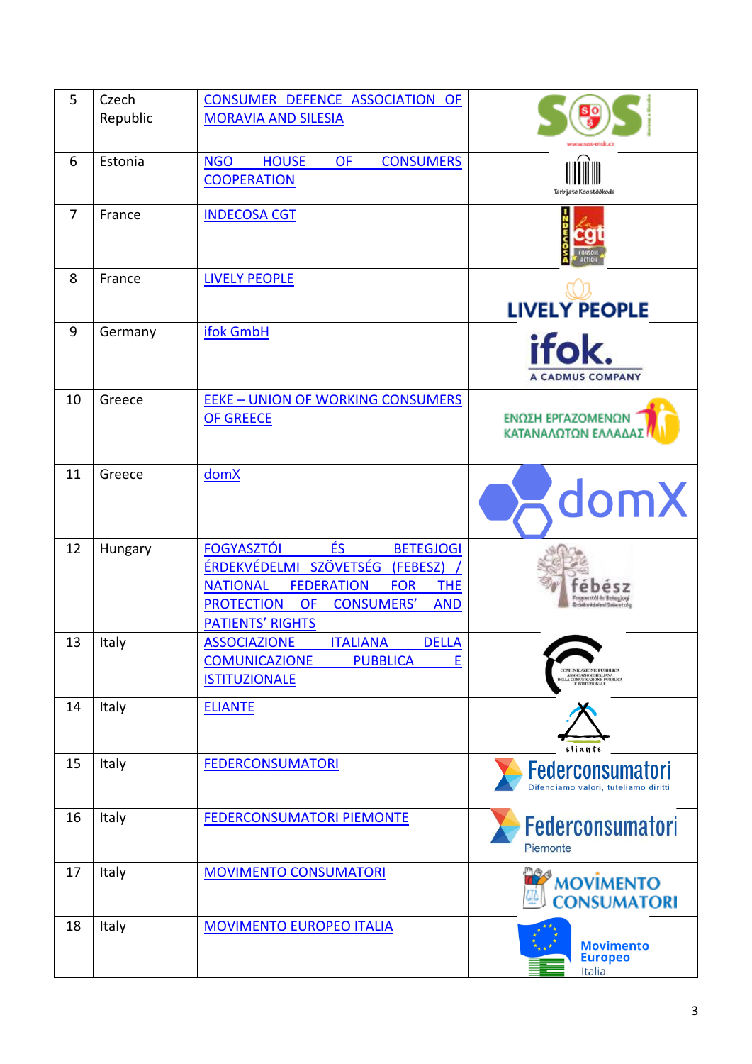| 5 | Czech Republic | CONSUMER DEFENCE ASSOCIATION OF MORAVIA AND SILESIA | |
|---|---|---|---|
| 6 | Estonia | NGO HOUSE OF CONSUMERS COOPERATION | |
| 7 | France | INDECOSA CGT | |
| 8 | France | LIVELY PEOPLE | |
| 9 | Germany | ifok GmbH | |
| 10 | Greece | EEKE – UNION OF WORKING CONSUMERS OF GREECE | |
| 11 | Greece | domX | |
| 12 | Hungary | FOGYASZTÓI ÉS BETEGJOGI ÉRDEKVÉDELMI SZÖVETSÉG (FEBESZ) / NATIONAL FEDERATION FOR THE PROTECTION OF CONSUMERS' AND PATIENTS' RIGHTS | |
| 13 | Italy | ASSOCIAZIONE ITALIANA DELLA COMUNICAZIONE PUBBLICA E ISTITUZIONALE | |
| 14 | Italy | ELIANTE | |
| 15 | Italy | FEDERCONSUMATORI | |
| 16 | Italy | FEDERCONSUMATORI PIEMONTE | |
| 17 | Italy | MOVIMENTO CONSUMATORI | |
| 18 | Italy | MOVIMENTO EUROPEO ITALIA | |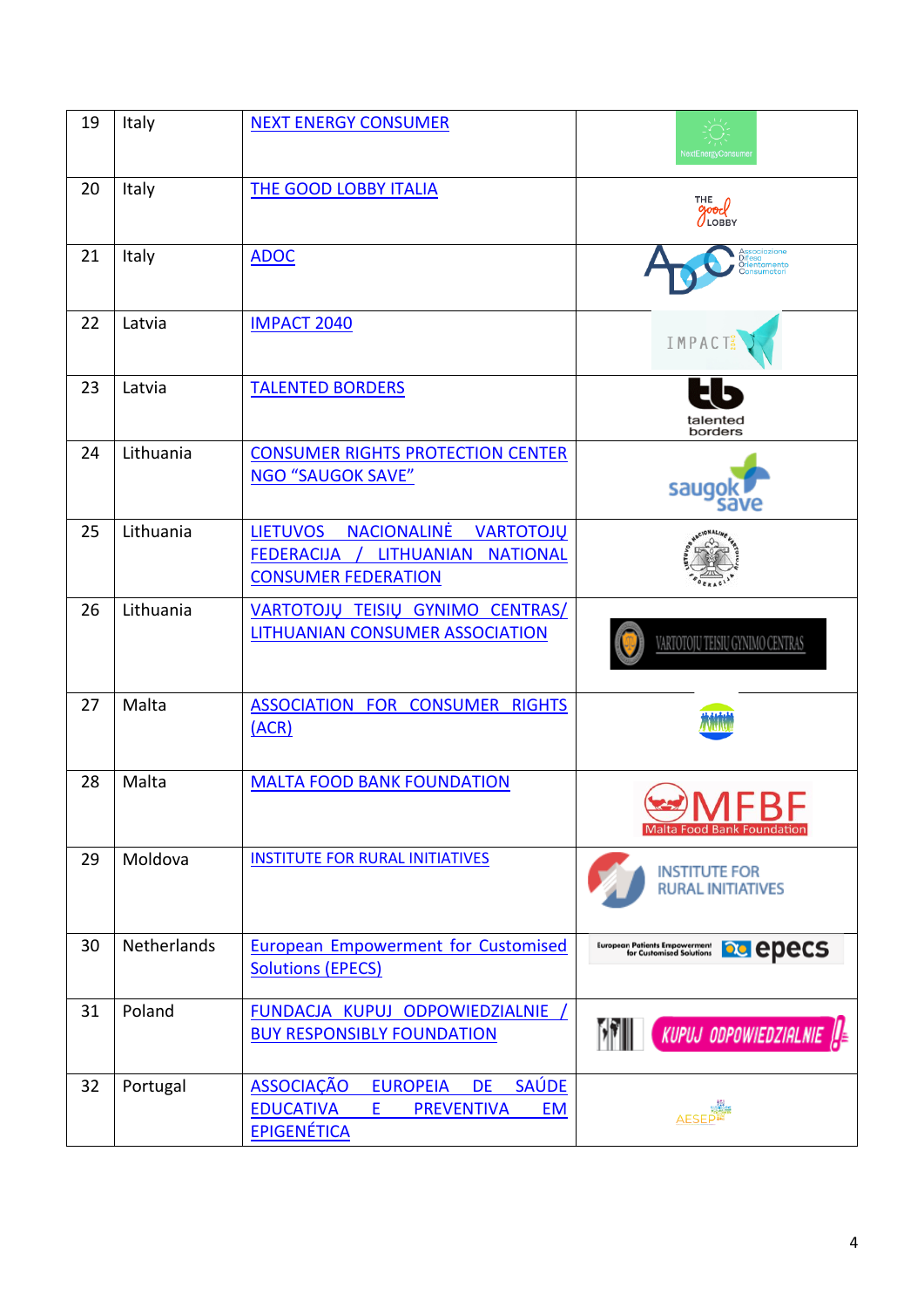| 19 | Italy | NEXT ENERGY CONSUMER | |
|---|---|---|---|
| 20 | Italy | THE GOOD LOBBY ITALIA | |
| 21 | Italy | ADOC | |
| 22 | Latvia | IMPACT 2040 | |
| 23 | Latvia | TALENTED BORDERS | |
| 24 | Lithuania | CONSUMER RIGHTS PROTECTION CENTER NGO "SAUGOK SAVE" | |
| 25 | Lithuania | LIETUVOS NACIONALINĖ VARTOTOJŲ FEDERACIJA / LITHUANIAN NATIONAL CONSUMER FEDERATION | |
| 26 | Lithuania | VARTOTOJŲ TEISIŲ GYNIMO CENTRAS/ LITHUANIAN CONSUMER ASSOCIATION | |
| 27 | Malta | ASSOCIATION FOR CONSUMER RIGHTS (ACR) | |
| 28 | Malta | MALTA FOOD BANK FOUNDATION | |
| 29 | Moldova | INSTITUTE FOR RURAL INITIATIVES | |
| 30 | Netherlands | European Empowerment for Customised Solutions (EPECS) | |
| 31 | Poland | FUNDACJA KUPUJ ODPOWIEDZIALNIE / BUY RESPONSIBLY FOUNDATION | |
| 32 | Portugal | ASSOCIAÇÃO EUROPEIA DE SAÚDE EDUCATIVA E PREVENTIVA EM EPIGENÉTICA | |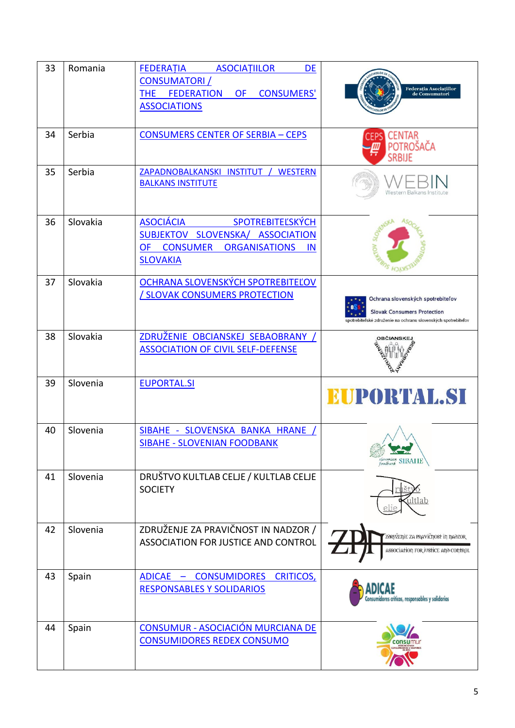| 33 | Romania | FEDERAȚIA ASOCIAȚIILOR DE CONSUMATORI / THE FEDERATION OF CONSUMERS' ASSOCIATIONS | |
|---|---|---|---|
| 34 | Serbia | CONSUMERS CENTER OF SERBIA – CEPS | |
| 35 | Serbia | ZAPADNOBALKANSKI INSTITUT / WESTERN BALKANS INSTITUTE | |
| 36 | Slovakia | ASOCIÁCIA SPOTREBITEĽSKÝCH SUBJEKTOV SLOVENSKA/ ASSOCIATION OF CONSUMER ORGANISATIONS IN SLOVAKIA | |
| 37 | Slovakia | OCHRANA SLOVENSKÝCH SPOTREBITEĽOV / SLOVAK CONSUMERS PROTECTION | |
| 38 | Slovakia | ZDRUŽENIE OBCIANSKEJ SEBAOBRANY / ASSOCIATION OF CIVIL SELF-DEFENSE | |
| 39 | Slovenia | EUPORTAL.SI | |
| 40 | Slovenia | SIBAHE - SLOVENSKA BANKA HRANE / SIBAHE - SLOVENIAN FOODBANK | |
| 41 | Slovenia | DRUŠTVO KULTLAB CELJE / KULTLAB CELJE SOCIETY | |
| 42 | Slovenia | ZDRUŽENJE ZA PRAVIČNOST IN NADZOR / ASSOCIATION FOR JUSTICE AND CONTROL | |
| 43 | Spain | ADICAE – CONSUMIDORES CRITICOS, RESPONSABLES Y SOLIDARIOS | |
| 44 | Spain | CONSUMUR - ASOCIACIÓN MURCIANA DE CONSUMIDORES REDEX CONSUMO | |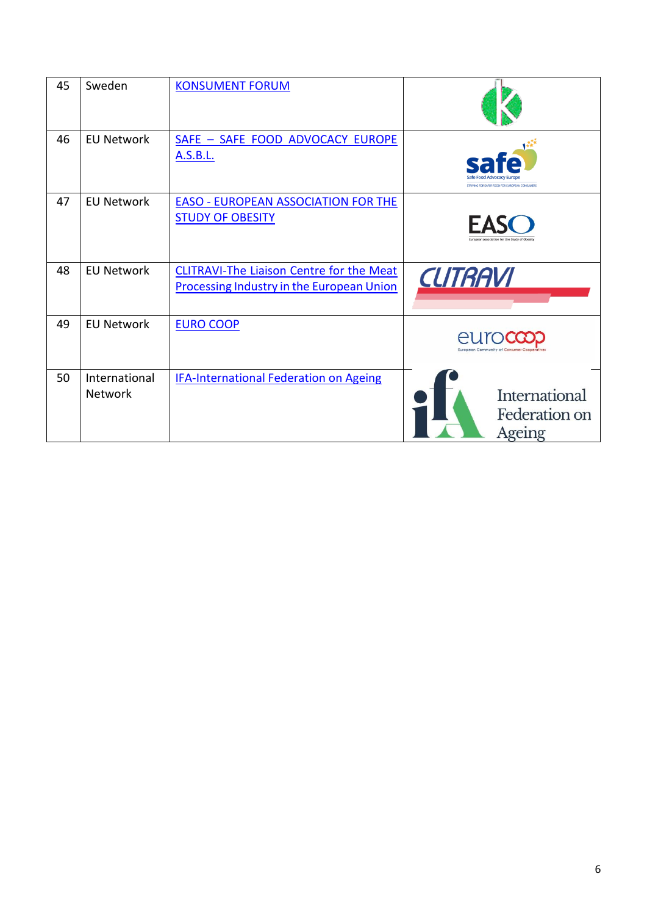| | | | |
|---|---|---|---|
| 45 | Sweden | KONSUMENT FORUM | |
| 46 | EU Network | SAFE – SAFE FOOD ADVOCACY EUROPE A.S.B.L. | |
| 47 | EU Network | EASO - EUROPEAN ASSOCIATION FOR THE STUDY OF OBESITY | |
| 48 | EU Network | CLITRAVI-The Liaison Centre for the Meat Processing Industry in the European Union | |
| 49 | EU Network | EURO COOP | |
| 50 | International Network | IFA-International Federation on Ageing | |